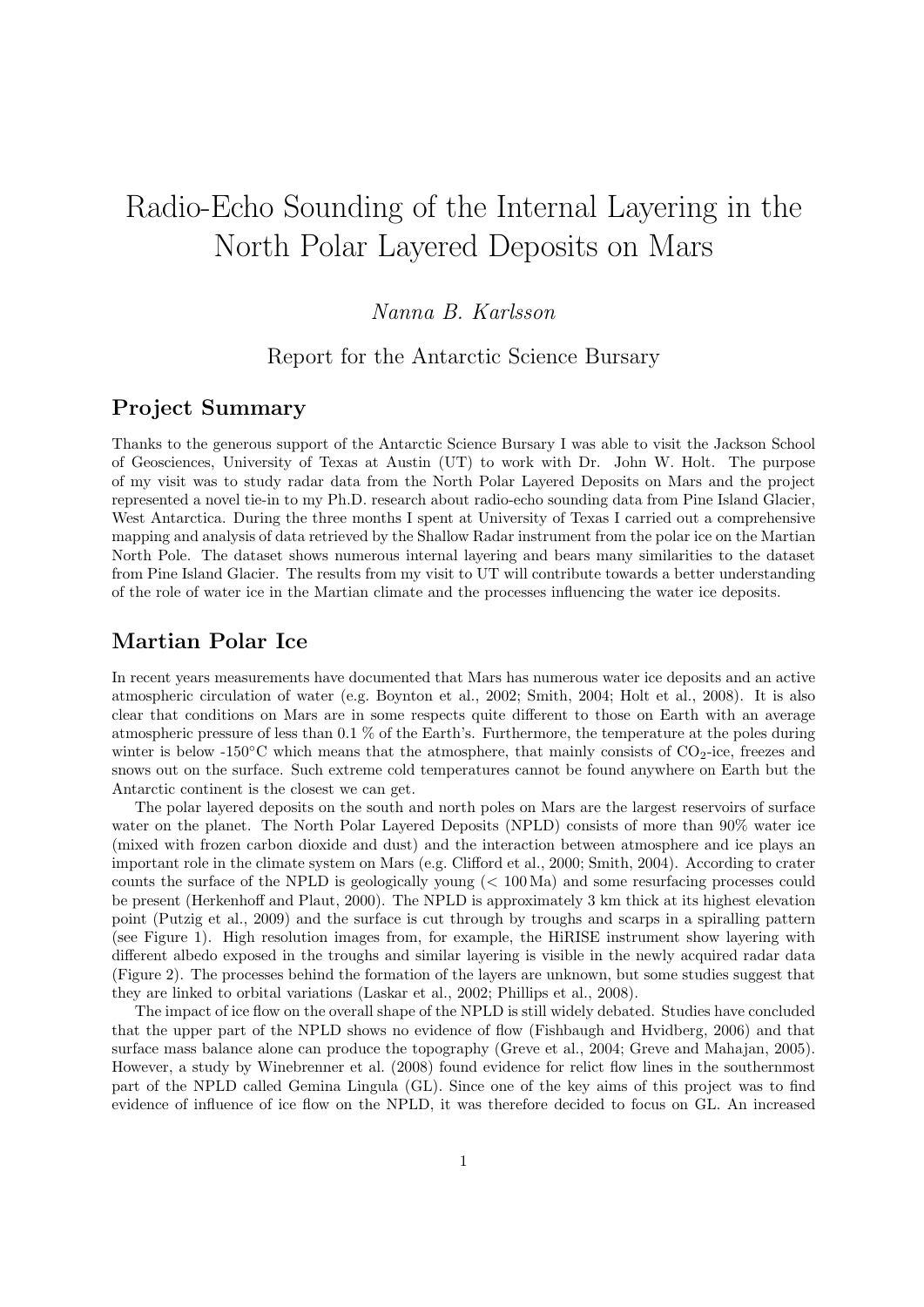# Radio-Echo Sounding of the Internal Layering in the North Polar Layered Deposits on Mars

*Nanna B. Karlsson*

Report for the Antarctic Science Bursary

## Project Summary

Thanks to the generous support of the Antarctic Science Bursary I was able to visit the Jackson School of Geosciences, University of Texas at Austin (UT) to work with Dr. John W. Holt. The purpose of my visit was to study radar data from the North Polar Layered Deposits on Mars and the project represented a novel tie-in to my Ph.D. research about radio-echo sounding data from Pine Island Glacier, West Antarctica. During the three months I spent at University of Texas I carried out a comprehensive mapping and analysis of data retrieved by the Shallow Radar instrument from the polar ice on the Martian North Pole. The dataset shows numerous internal layering and bears many similarities to the dataset from Pine Island Glacier. The results from my visit to UT will contribute towards a better understanding of the role of water ice in the Martian climate and the processes influencing the water ice deposits.

## Martian Polar Ice

In recent years measurements have documented that Mars has numerous water ice deposits and an active atmospheric circulation of water (e.g. Boynton et al., 2002; Smith, 2004; Holt et al., 2008). It is also clear that conditions on Mars are in some respects quite different to those on Earth with an average atmospheric pressure of less than 0.1 % of the Earth's. Furthermore, the temperature at the poles during winter is below -150°C which means that the atmosphere, that mainly consists of $CO_2$-ice, freezes and snows out on the surface. Such extreme cold temperatures cannot be found anywhere on Earth but the Antarctic continent is the closest we can get.

The polar layered deposits on the south and north poles on Mars are the largest reservoirs of surface water on the planet. The North Polar Layered Deposits (NPLD) consists of more than 90% water ice (mixed with frozen carbon dioxide and dust) and the interaction between atmosphere and ice plays an important role in the climate system on Mars (e.g. Clifford et al., 2000; Smith, 2004). According to crater counts the surface of the NPLD is geologically young (< 100 Ma) and some resurfacing processes could be present (Herkenhoff and Plaut, 2000). The NPLD is approximately 3 km thick at its highest elevation point (Putzig et al., 2009) and the surface is cut through by troughs and scarps in a spiralling pattern (see Figure 1). High resolution images from, for example, the HiRISE instrument show layering with different albedo exposed in the troughs and similar layering is visible in the newly acquired radar data (Figure 2). The processes behind the formation of the layers are unknown, but some studies suggest that they are linked to orbital variations (Laskar et al., 2002; Phillips et al., 2008).

The impact of ice flow on the overall shape of the NPLD is still widely debated. Studies have concluded that the upper part of the NPLD shows no evidence of flow (Fishbaugh and Hvidberg, 2006) and that surface mass balance alone can produce the topography (Greve et al., 2004; Greve and Mahajan, 2005). However, a study by Winebrenner et al. (2008) found evidence for relict flow lines in the southernmost part of the NPLD called Gemina Lingula (GL). Since one of the key aims of this project was to find evidence of influence of ice flow on the NPLD, it was therefore decided to focus on GL. An increased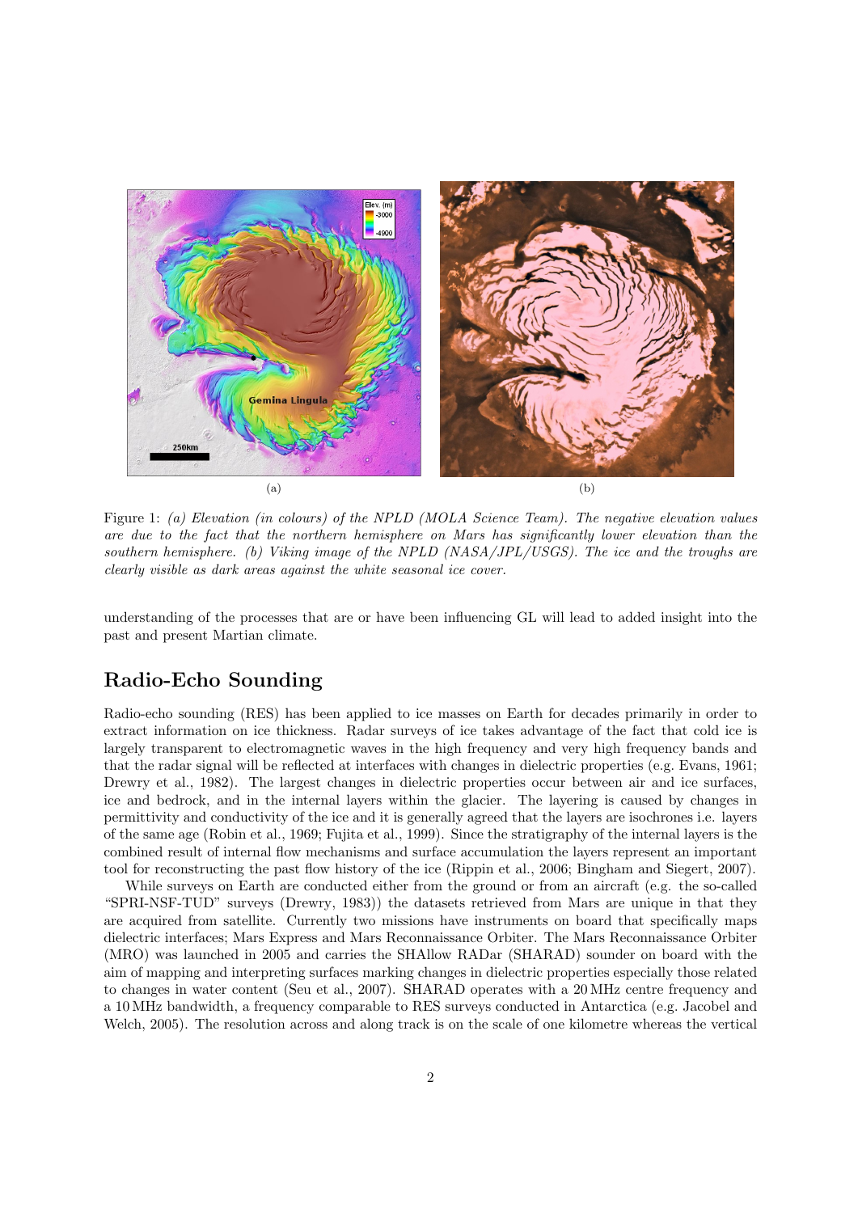Figure 1: *(a) Elevation (in colours) of the NPLD (MOLA Science Team). The negative elevation values are due to the fact that the northern hemisphere on Mars has significantly lower elevation than the southern hemisphere. (b) Viking image of the NPLD (NASA/JPL/USGS). The ice and the troughs are clearly visible as dark areas against the white seasonal ice cover.*

understanding of the processes that are or have been influencing GL will lead to added insight into the past and present Martian climate.

## Radio-Echo Sounding

Radio-echo sounding (RES) has been applied to ice masses on Earth for decades primarily in order to extract information on ice thickness. Radar surveys of ice takes advantage of the fact that cold ice is largely transparent to electromagnetic waves in the high frequency and very high frequency bands and that the radar signal will be reflected at interfaces with changes in dielectric properties (e.g. Evans, 1961; Drewry et al., 1982). The largest changes in dielectric properties occur between air and ice surfaces, ice and bedrock, and in the internal layers within the glacier. The layering is caused by changes in permittivity and conductivity of the ice and it is generally agreed that the layers are isochrones i.e. layers of the same age (Robin et al., 1969; Fujita et al., 1999). Since the stratigraphy of the internal layers is the combined result of internal flow mechanisms and surface accumulation the layers represent an important tool for reconstructing the past flow history of the ice (Rippin et al., 2006; Bingham and Siegert, 2007).

While surveys on Earth are conducted either from the ground or from an aircraft (e.g. the so-called "SPRI-NSF-TUD" surveys (Drewry, 1983)) the datasets retrieved from Mars are unique in that they are acquired from satellite. Currently two missions have instruments on board that specifically maps dielectric interfaces; Mars Express and Mars Reconnaissance Orbiter. The Mars Reconnaissance Orbiter (MRO) was launched in 2005 and carries the SHAllow RADar (SHARAD) sounder on board with the aim of mapping and interpreting surfaces marking changes in dielectric properties especially those related to changes in water content (Seu et al., 2007). SHARAD operates with a 20 MHz centre frequency and a 10 MHz bandwidth, a frequency comparable to RES surveys conducted in Antarctica (e.g. Jacobel and Welch, 2005). The resolution across and along track is on the scale of one kilometre whereas the vertical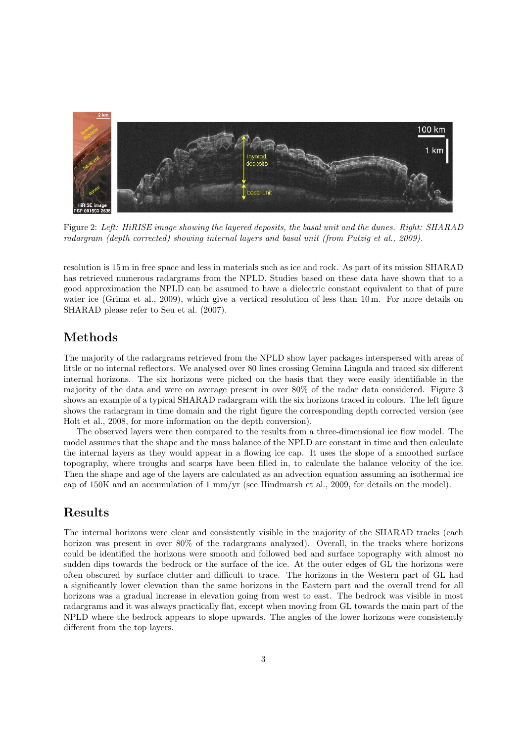Figure 2: *Left: HiRISE image showing the layered deposits, the basal unit and the dunes. Right: SHARAD radargram (depth corrected) showing internal layers and basal unit (from Putzig et al., 2009).*

resolution is 15 m in free space and less in materials such as ice and rock. As part of its mission SHARAD has retrieved numerous radargrams from the NPLD. Studies based on these data have shown that to a good approximation the NPLD can be assumed to have a dielectric constant equivalent to that of pure water ice (Grima et al., 2009), which give a vertical resolution of less than 10 m. For more details on SHARAD please refer to Seu et al. (2007).

## Methods

The majority of the radargrams retrieved from the NPLD show layer packages interspersed with areas of little or no internal reflectors. We analysed over 80 lines crossing Gemina Lingula and traced six different internal horizons. The six horizons were picked on the basis that they were easily identifiable in the majority of the data and were on average present in over 80% of the radar data considered. Figure 3 shows an example of a typical SHARAD radargram with the six horizons traced in colours. The left figure shows the radargram in time domain and the right figure the corresponding depth corrected version (see Holt et al., 2008, for more information on the depth conversion).

The observed layers were then compared to the results from a three-dimensional ice flow model. The model assumes that the shape and the mass balance of the NPLD are constant in time and then calculate the internal layers as they would appear in a flowing ice cap. It uses the slope of a smoothed surface topography, where troughs and scarps have been filled in, to calculate the balance velocity of the ice. Then the shape and age of the layers are calculated as an advection equation assuming an isothermal ice cap of 150K and an accumulation of 1 mm/yr (see Hindmarsh et al., 2009, for details on the model).

## Results

The internal horizons were clear and consistently visible in the majority of the SHARAD tracks (each horizon was present in over 80% of the radargrams analyzed). Overall, in the tracks where horizons could be identified the horizons were smooth and followed bed and surface topography with almost no sudden dips towards the bedrock or the surface of the ice. At the outer edges of GL the horizons were often obscured by surface clutter and difficult to trace. The horizons in the Western part of GL had a significantly lower elevation than the same horizons in the Eastern part and the overall trend for all horizons was a gradual increase in elevation going from west to east. The bedrock was visible in most radargrams and it was always practically flat, except when moving from GL towards the main part of the NPLD where the bedrock appears to slope upwards. The angles of the lower horizons were consistently different from the top layers.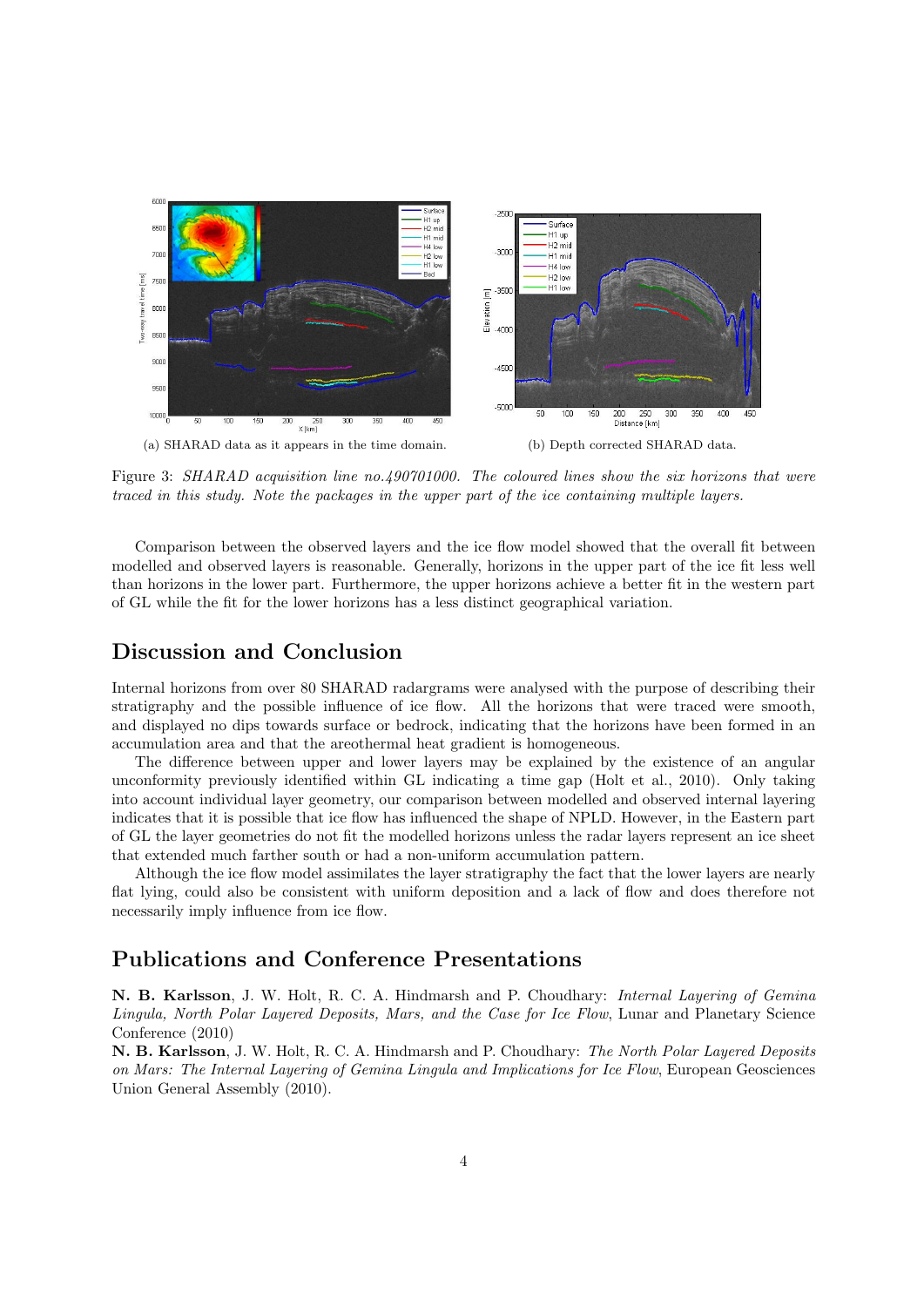(a) SHARAD data as it appears in the time domain.

(b) Depth corrected SHARAD data.

Figure 3: *SHARAD acquisition line no.490701000. The coloured lines show the six horizons that were traced in this study. Note the packages in the upper part of the ice containing multiple layers.*

Comparison between the observed layers and the ice flow model showed that the overall fit between modelled and observed layers is reasonable. Generally, horizons in the upper part of the ice fit less well than horizons in the lower part. Furthermore, the upper horizons achieve a better fit in the western part of GL while the fit for the lower horizons has a less distinct geographical variation.

## Discussion and Conclusion

Internal horizons from over 80 SHARAD radargrams were analysed with the purpose of describing their stratigraphy and the possible influence of ice flow. All the horizons that were traced were smooth, and displayed no dips towards surface or bedrock, indicating that the horizons have been formed in an accumulation area and that the areothermal heat gradient is homogeneous.

The difference between upper and lower layers may be explained by the existence of an angular unconformity previously identified within GL indicating a time gap (Holt et al., 2010). Only taking into account individual layer geometry, our comparison between modelled and observed internal layering indicates that it is possible that ice flow has influenced the shape of NPLD. However, in the Eastern part of GL the layer geometries do not fit the modelled horizons unless the radar layers represent an ice sheet that extended much farther south or had a non-uniform accumulation pattern.

Although the ice flow model assimilates the layer stratigraphy the fact that the lower layers are nearly flat lying, could also be consistent with uniform deposition and a lack of flow and does therefore not necessarily imply influence from ice flow.

## Publications and Conference Presentations

**N. B. Karlsson**, J. W. Holt, R. C. A. Hindmarsh and P. Choudhary: *Internal Layering of Gemina Lingula, North Polar Layered Deposits, Mars, and the Case for Ice Flow*, Lunar and Planetary Science Conference (2010)

**N. B. Karlsson**, J. W. Holt, R. C. A. Hindmarsh and P. Choudhary: *The North Polar Layered Deposits on Mars: The Internal Layering of Gemina Lingula and Implications for Ice Flow*, European Geosciences Union General Assembly (2010).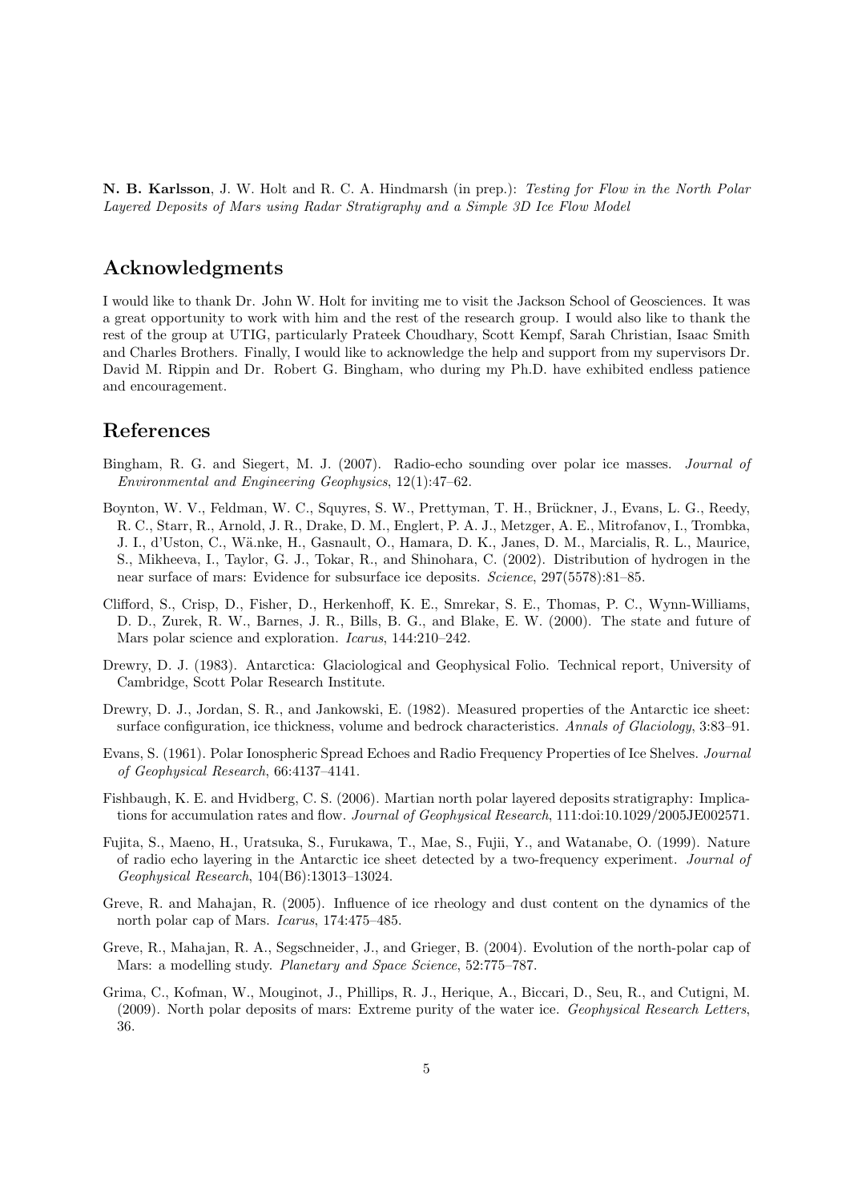**N. B. Karlsson**, J. W. Holt and R. C. A. Hindmarsh (in prep.): *Testing for Flow in the North Polar Layered Deposits of Mars using Radar Stratigraphy and a Simple 3D Ice Flow Model*

## Acknowledgments

I would like to thank Dr. John W. Holt for inviting me to visit the Jackson School of Geosciences. It was a great opportunity to work with him and the rest of the research group. I would also like to thank the rest of the group at UTIG, particularly Prateek Choudhary, Scott Kempf, Sarah Christian, Isaac Smith and Charles Brothers. Finally, I would like to acknowledge the help and support from my supervisors Dr. David M. Rippin and Dr. Robert G. Bingham, who during my Ph.D. have exhibited endless patience and encouragement.

## References

Bingham, R. G. and Siegert, M. J. (2007). Radio-echo sounding over polar ice masses. *Journal of Environmental and Engineering Geophysics*, 12(1):47–62.

Boynton, W. V., Feldman, W. C., Squyres, S. W., Prettyman, T. H., Brückner, J., Evans, L. G., Reedy, R. C., Starr, R., Arnold, J. R., Drake, D. M., Englert, P. A. J., Metzger, A. E., Mitrofanov, I., Trombka, J. I., d'Uston, C., Wä.nke, H., Gasnault, O., Hamara, D. K., Janes, D. M., Marcialis, R. L., Maurice, S., Mikheeva, I., Taylor, G. J., Tokar, R., and Shinohara, C. (2002). Distribution of hydrogen in the near surface of mars: Evidence for subsurface ice deposits. *Science*, 297(5578):81–85.

Clifford, S., Crisp, D., Fisher, D., Herkenhoff, K. E., Smrekar, S. E., Thomas, P. C., Wynn-Williams, D. D., Zurek, R. W., Barnes, J. R., Bills, B. G., and Blake, E. W. (2000). The state and future of Mars polar science and exploration. *Icarus*, 144:210–242.

Drewry, D. J. (1983). Antarctica: Glaciological and Geophysical Folio. Technical report, University of Cambridge, Scott Polar Research Institute.

Drewry, D. J., Jordan, S. R., and Jankowski, E. (1982). Measured properties of the Antarctic ice sheet: surface configuration, ice thickness, volume and bedrock characteristics. *Annals of Glaciology*, 3:83–91.

Evans, S. (1961). Polar Ionospheric Spread Echoes and Radio Frequency Properties of Ice Shelves. *Journal of Geophysical Research*, 66:4137–4141.

Fishbaugh, K. E. and Hvidberg, C. S. (2006). Martian north polar layered deposits stratigraphy: Implications for accumulation rates and flow. *Journal of Geophysical Research*, 111:doi:10.1029/2005JE002571.

Fujita, S., Maeno, H., Uratsuka, S., Furukawa, T., Mae, S., Fujii, Y., and Watanabe, O. (1999). Nature of radio echo layering in the Antarctic ice sheet detected by a two-frequency experiment. *Journal of Geophysical Research*, 104(B6):13013–13024.

Greve, R. and Mahajan, R. (2005). Influence of ice rheology and dust content on the dynamics of the north polar cap of Mars. *Icarus*, 174:475–485.

Greve, R., Mahajan, R. A., Segschneider, J., and Grieger, B. (2004). Evolution of the north-polar cap of Mars: a modelling study. *Planetary and Space Science*, 52:775–787.

Grima, C., Kofman, W., Mouginot, J., Phillips, R. J., Herique, A., Biccari, D., Seu, R., and Cutigni, M. (2009). North polar deposits of mars: Extreme purity of the water ice. *Geophysical Research Letters*, 36.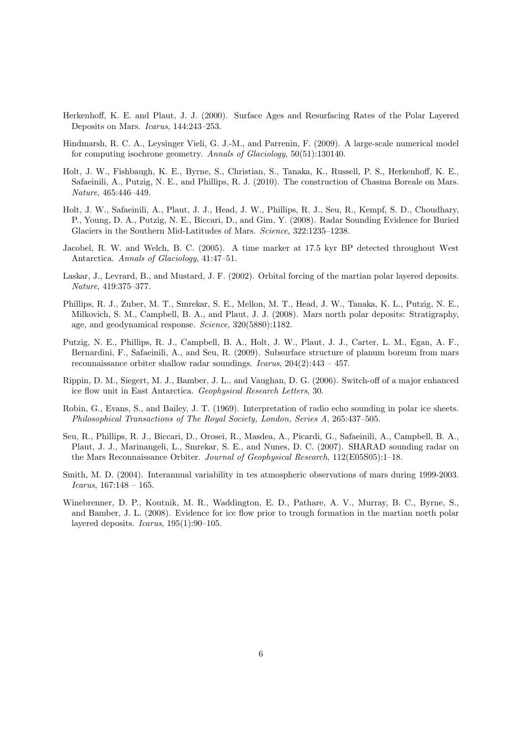Herkenhoff, K. E. and Plaut, J. J. (2000). Surface Ages and Resurfacing Rates of the Polar Layered Deposits on Mars. *Icarus*, 144:243–253.

Hindmarsh, R. C. A., Leysinger Vieli, G. J.-M., and Parrenin, F. (2009). A large-scale numerical model for computing isochrone geometry. *Annals of Glaciology*, 50(51):130140.

Holt, J. W., Fishbaugh, K. E., Byrne, S., Christian, S., Tanaka, K., Russell, P. S., Herkenhoff, K. E., Safaeinili, A., Putzig, N. E., and Phillips, R. J. (2010). The construction of Chasma Boreale on Mars. *Nature*, 465:446–449.

Holt, J. W., Safaeinili, A., Plaut, J. J., Head, J. W., Phillips, R. J., Seu, R., Kempf, S. D., Choudhary, P., Young, D. A., Putzig, N. E., Biccari, D., and Gim, Y. (2008). Radar Sounding Evidence for Buried Glaciers in the Southern Mid-Latitudes of Mars. *Science*, 322:1235–1238.

Jacobel, R. W. and Welch, B. C. (2005). A time marker at 17.5 kyr BP detected throughout West Antarctica. *Annals of Glaciology*, 41:47–51.

Laskar, J., Levrard, B., and Mustard, J. F. (2002). Orbital forcing of the martian polar layered deposits. *Nature*, 419:375–377.

Phillips, R. J., Zuber, M. T., Smrekar, S. E., Mellon, M. T., Head, J. W., Tanaka, K. L., Putzig, N. E., Milkovich, S. M., Campbell, B. A., and Plaut, J. J. (2008). Mars north polar deposits: Stratigraphy, age, and geodynamical response. *Science*, 320(5880):1182.

Putzig, N. E., Phillips, R. J., Campbell, B. A., Holt, J. W., Plaut, J. J., Carter, L. M., Egan, A. F., Bernardini, F., Safaeinili, A., and Seu, R. (2009). Subsurface structure of planum boreum from mars reconnaissance orbiter shallow radar soundings. *Icarus*, 204(2):443 – 457.

Rippin, D. M., Siegert, M. J., Bamber, J. L., and Vaughan, D. G. (2006). Switch-off of a major enhanced ice flow unit in East Antarctica. *Geophysical Research Letters*, 30.

Robin, G., Evans, S., and Bailey, J. T. (1969). Interpretation of radio echo sounding in polar ice sheets. *Philosophical Transactions of The Royal Society, London, Series A*, 265:437–505.

Seu, R., Phillips, R. J., Biccari, D., Orosei, R., Masdea, A., Picardi, G., Safaeinili, A., Campbell, B. A., Plaut, J. J., Marinangeli, L., Smrekar, S. E., and Nunes, D. C. (2007). SHARAD sounding radar on the Mars Reconnaissance Orbiter. *Journal of Geophysical Research*, 112(E05S05):1–18.

Smith, M. D. (2004). Interannual variability in tes atmospheric observations of mars during 1999-2003. *Icarus*, 167:148 – 165.

Winebrenner, D. P., Koutnik, M. R., Waddington, E. D., Pathare, A. V., Murray, B. C., Byrne, S., and Bamber, J. L. (2008). Evidence for ice flow prior to trough formation in the martian north polar layered deposits. *Icarus*, 195(1):90–105.